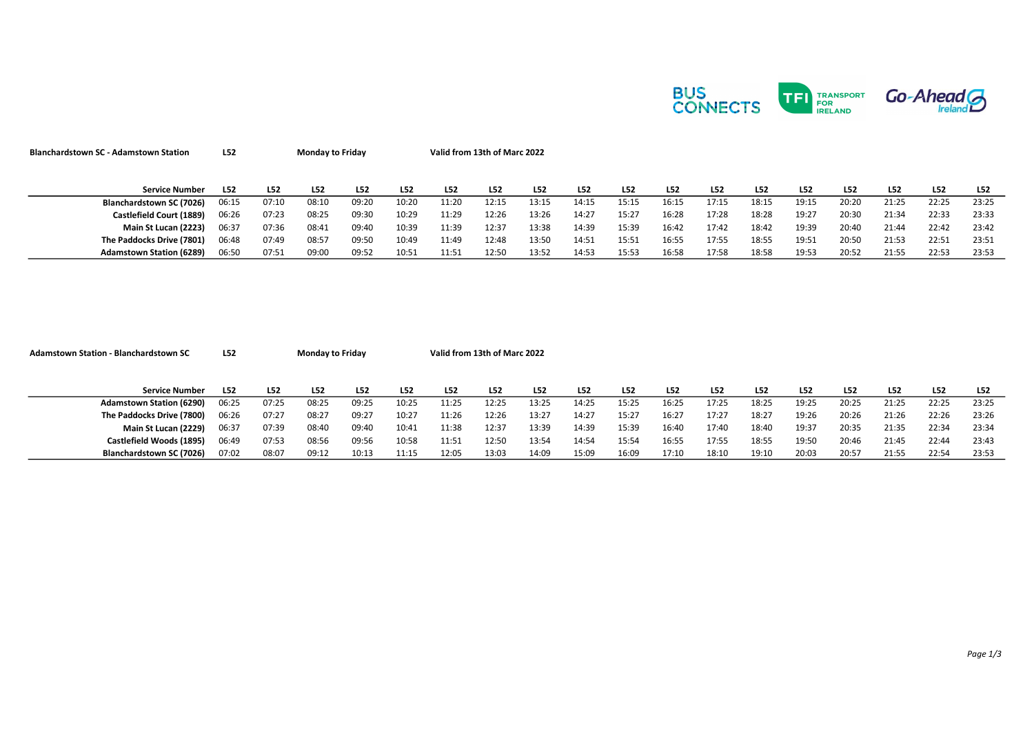BUS CONNECTS TFI TRANSPORT FOR IRELAND Go-Ahead Ireland

**Blanchardstown SC - Adamstown Station** **L52** **Monday to Friday** **Valid from 13th of Marc 2022**

| Service Number | L52 | L52 | L52 | L52 | L52 | L52 | L52 | L52 | L52 | L52 | L52 | L52 | L52 | L52 | L52 | L52 | L52 | L52 |
|---|---|---|---|---|---|---|---|---|---|---|---|---|---|---|---|---|---|---|
| Blanchardstown SC (7026) | 06:15 | 07:10 | 08:10 | 09:20 | 10:20 | 11:20 | 12:15 | 13:15 | 14:15 | 15:15 | 16:15 | 17:15 | 18:15 | 19:15 | 20:20 | 21:25 | 22:25 | 23:25 |
| Castlefield Court (1889) | 06:26 | 07:23 | 08:25 | 09:30 | 10:29 | 11:29 | 12:26 | 13:26 | 14:27 | 15:27 | 16:28 | 17:28 | 18:28 | 19:27 | 20:30 | 21:34 | 22:33 | 23:33 |
| Main St Lucan (2223) | 06:37 | 07:36 | 08:41 | 09:40 | 10:39 | 11:39 | 12:37 | 13:38 | 14:39 | 15:39 | 16:42 | 17:42 | 18:42 | 19:39 | 20:40 | 21:44 | 22:42 | 23:42 |
| The Paddocks Drive (7801) | 06:48 | 07:49 | 08:57 | 09:50 | 10:49 | 11:49 | 12:48 | 13:50 | 14:51 | 15:51 | 16:55 | 17:55 | 18:55 | 19:51 | 20:50 | 21:53 | 22:51 | 23:51 |
| Adamstown Station (6289) | 06:50 | 07:51 | 09:00 | 09:52 | 10:51 | 11:51 | 12:50 | 13:52 | 14:53 | 15:53 | 16:58 | 17:58 | 18:58 | 19:53 | 20:52 | 21:55 | 22:53 | 23:53 |

**Adamstown Station - Blanchardstown SC** **L52** **Monday to Friday** **Valid from 13th of Marc 2022**

| Service Number | L52 | L52 | L52 | L52 | L52 | L52 | L52 | L52 | L52 | L52 | L52 | L52 | L52 | L52 | L52 | L52 | L52 | L52 |
|---|---|---|---|---|---|---|---|---|---|---|---|---|---|---|---|---|---|---|
| Adamstown Station (6290) | 06:25 | 07:25 | 08:25 | 09:25 | 10:25 | 11:25 | 12:25 | 13:25 | 14:25 | 15:25 | 16:25 | 17:25 | 18:25 | 19:25 | 20:25 | 21:25 | 22:25 | 23:25 |
| The Paddocks Drive (7800) | 06:26 | 07:27 | 08:27 | 09:27 | 10:27 | 11:26 | 12:26 | 13:27 | 14:27 | 15:27 | 16:27 | 17:27 | 18:27 | 19:26 | 20:26 | 21:26 | 22:26 | 23:26 |
| Main St Lucan (2229) | 06:37 | 07:39 | 08:40 | 09:40 | 10:41 | 11:38 | 12:37 | 13:39 | 14:39 | 15:39 | 16:40 | 17:40 | 18:40 | 19:37 | 20:35 | 21:35 | 22:34 | 23:34 |
| Castlefield Woods (1895) | 06:49 | 07:53 | 08:56 | 09:56 | 10:58 | 11:51 | 12:50 | 13:54 | 14:54 | 15:54 | 16:55 | 17:55 | 18:55 | 19:50 | 20:46 | 21:45 | 22:44 | 23:43 |
| Blanchardstown SC (7026) | 07:02 | 08:07 | 09:12 | 10:13 | 11:15 | 12:05 | 13:03 | 14:09 | 15:09 | 16:09 | 17:10 | 18:10 | 19:10 | 20:03 | 20:57 | 21:55 | 22:54 | 23:53 |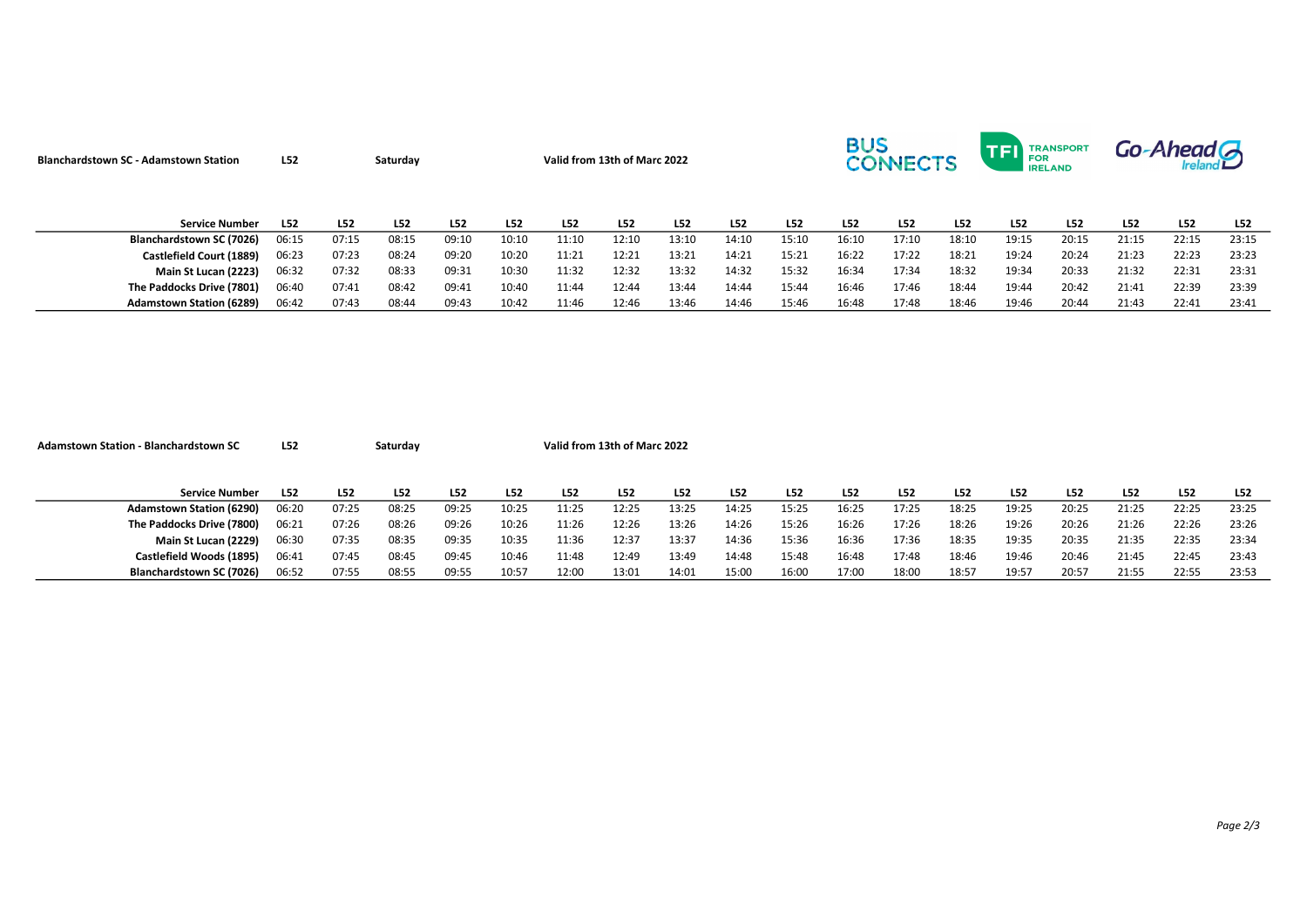**Blanchardstown SC - Adamstown Station** **L52** **Saturday** **Valid from 13th of Marc 2022**

| Service Number | L52 | L52 | L52 | L52 | L52 | L52 | L52 | L52 | L52 | L52 | L52 | L52 | L52 | L52 | L52 | L52 | L52 | L52 |
|---|---|---|---|---|---|---|---|---|---|---|---|---|---|---|---|---|---|---|
| Blanchardstown SC (7026) | 06:15 | 07:15 | 08:15 | 09:10 | 10:10 | 11:10 | 12:10 | 13:10 | 14:10 | 15:10 | 16:10 | 17:10 | 18:10 | 19:15 | 20:15 | 21:15 | 22:15 | 23:15 |
| Castlefield Court (1889) | 06:23 | 07:23 | 08:24 | 09:20 | 10:20 | 11:21 | 12:21 | 13:21 | 14:21 | 15:21 | 16:22 | 17:22 | 18:21 | 19:24 | 20:24 | 21:23 | 22:23 | 23:23 |
| Main St Lucan (2223) | 06:32 | 07:32 | 08:33 | 09:31 | 10:30 | 11:32 | 12:32 | 13:32 | 14:32 | 15:32 | 16:34 | 17:34 | 18:32 | 19:34 | 20:33 | 21:32 | 22:31 | 23:31 |
| The Paddocks Drive (7801) | 06:40 | 07:41 | 08:42 | 09:41 | 10:40 | 11:44 | 12:44 | 13:44 | 14:44 | 15:44 | 16:46 | 17:46 | 18:44 | 19:44 | 20:42 | 21:41 | 22:39 | 23:39 |
| Adamstown Station (6289) | 06:42 | 07:43 | 08:44 | 09:43 | 10:42 | 11:46 | 12:46 | 13:46 | 14:46 | 15:46 | 16:48 | 17:48 | 18:46 | 19:46 | 20:44 | 21:43 | 22:41 | 23:41 |

**Adamstown Station - Blanchardstown SC** **L52** **Saturday** **Valid from 13th of Marc 2022**

| Service Number | L52 | L52 | L52 | L52 | L52 | L52 | L52 | L52 | L52 | L52 | L52 | L52 | L52 | L52 | L52 | L52 | L52 | L52 |
|---|---|---|---|---|---|---|---|---|---|---|---|---|---|---|---|---|---|---|
| Adamstown Station (6290) | 06:20 | 07:25 | 08:25 | 09:25 | 10:25 | 11:25 | 12:25 | 13:25 | 14:25 | 15:25 | 16:25 | 17:25 | 18:25 | 19:25 | 20:25 | 21:25 | 22:25 | 23:25 |
| The Paddocks Drive (7800) | 06:21 | 07:26 | 08:26 | 09:26 | 10:26 | 11:26 | 12:26 | 13:26 | 14:26 | 15:26 | 16:26 | 17:26 | 18:26 | 19:26 | 20:26 | 21:26 | 22:26 | 23:26 |
| Main St Lucan (2229) | 06:30 | 07:35 | 08:35 | 09:35 | 10:35 | 11:36 | 12:37 | 13:37 | 14:36 | 15:36 | 16:36 | 17:36 | 18:35 | 19:35 | 20:35 | 21:35 | 22:35 | 23:34 |
| Castlefield Woods (1895) | 06:41 | 07:45 | 08:45 | 09:45 | 10:46 | 11:48 | 12:49 | 13:49 | 14:48 | 15:48 | 16:48 | 17:48 | 18:46 | 19:46 | 20:46 | 21:45 | 22:45 | 23:43 |
| Blanchardstown SC (7026) | 06:52 | 07:55 | 08:55 | 09:55 | 10:57 | 12:00 | 13:01 | 14:01 | 15:00 | 16:00 | 17:00 | 18:00 | 18:57 | 19:57 | 20:57 | 21:55 | 22:55 | 23:53 |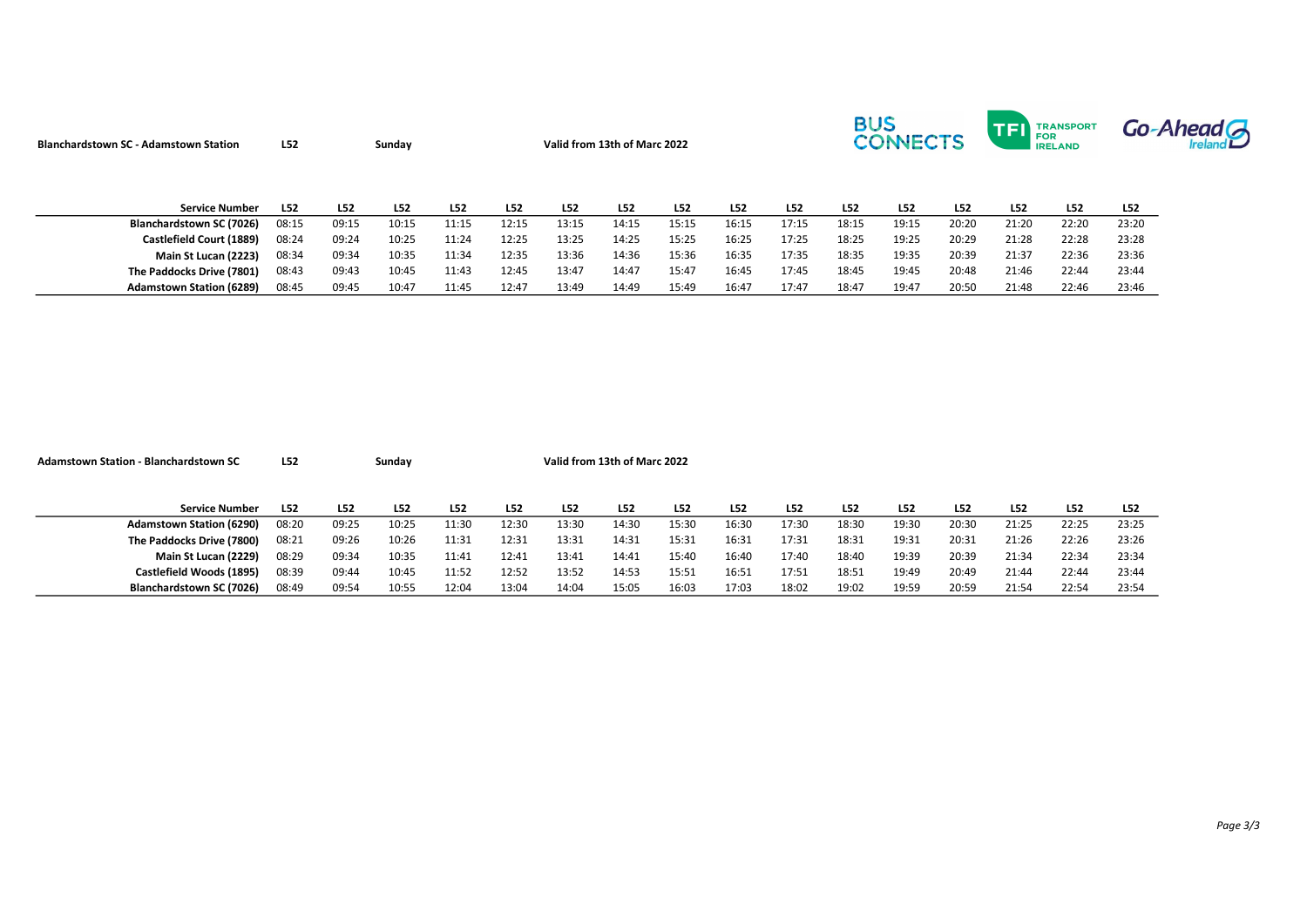Blanchardstown SC - Adamstown Station L52 Sunday Valid from 13th of Marc 2022

| Service Number | L52 | L52 | L52 | L52 | L52 | L52 | L52 | L52 | L52 | L52 | L52 | L52 | L52 | L52 | L52 | L52 |
|---|---|---|---|---|---|---|---|---|---|---|---|---|---|---|---|---|
| Blanchardstown SC (7026) | 08:15 | 09:15 | 10:15 | 11:15 | 12:15 | 13:15 | 14:15 | 15:15 | 16:15 | 17:15 | 18:15 | 19:15 | 20:20 | 21:20 | 22:20 | 23:20 |
| Castlefield Court (1889) | 08:24 | 09:24 | 10:25 | 11:24 | 12:25 | 13:25 | 14:25 | 15:25 | 16:25 | 17:25 | 18:25 | 19:25 | 20:29 | 21:28 | 22:28 | 23:28 |
| Main St Lucan (2223) | 08:34 | 09:34 | 10:35 | 11:34 | 12:35 | 13:36 | 14:36 | 15:36 | 16:35 | 17:35 | 18:35 | 19:35 | 20:39 | 21:37 | 22:36 | 23:36 |
| The Paddocks Drive (7801) | 08:43 | 09:43 | 10:45 | 11:43 | 12:45 | 13:47 | 14:47 | 15:47 | 16:45 | 17:45 | 18:45 | 19:45 | 20:48 | 21:46 | 22:44 | 23:44 |
| Adamstown Station (6289) | 08:45 | 09:45 | 10:47 | 11:45 | 12:47 | 13:49 | 14:49 | 15:49 | 16:47 | 17:47 | 18:47 | 19:47 | 20:50 | 21:48 | 22:46 | 23:46 |

Adamstown Station - Blanchardstown SC L52 Sunday Valid from 13th of Marc 2022

| Service Number | L52 | L52 | L52 | L52 | L52 | L52 | L52 | L52 | L52 | L52 | L52 | L52 | L52 | L52 | L52 | L52 |
|---|---|---|---|---|---|---|---|---|---|---|---|---|---|---|---|---|
| Adamstown Station (6290) | 08:20 | 09:25 | 10:25 | 11:30 | 12:30 | 13:30 | 14:30 | 15:30 | 16:30 | 17:30 | 18:30 | 19:30 | 20:30 | 21:25 | 22:25 | 23:25 |
| The Paddocks Drive (7800) | 08:21 | 09:26 | 10:26 | 11:31 | 12:31 | 13:31 | 14:31 | 15:31 | 16:31 | 17:31 | 18:31 | 19:31 | 20:31 | 21:26 | 22:26 | 23:26 |
| Main St Lucan (2229) | 08:29 | 09:34 | 10:35 | 11:41 | 12:41 | 13:41 | 14:41 | 15:40 | 16:40 | 17:40 | 18:40 | 19:39 | 20:39 | 21:34 | 22:34 | 23:34 |
| Castlefield Woods (1895) | 08:39 | 09:44 | 10:45 | 11:52 | 12:52 | 13:52 | 14:53 | 15:51 | 16:51 | 17:51 | 18:51 | 19:49 | 20:49 | 21:44 | 22:44 | 23:44 |
| Blanchardstown SC (7026) | 08:49 | 09:54 | 10:55 | 12:04 | 13:04 | 14:04 | 15:05 | 16:03 | 17:03 | 18:02 | 19:02 | 19:59 | 20:59 | 21:54 | 22:54 | 23:54 |